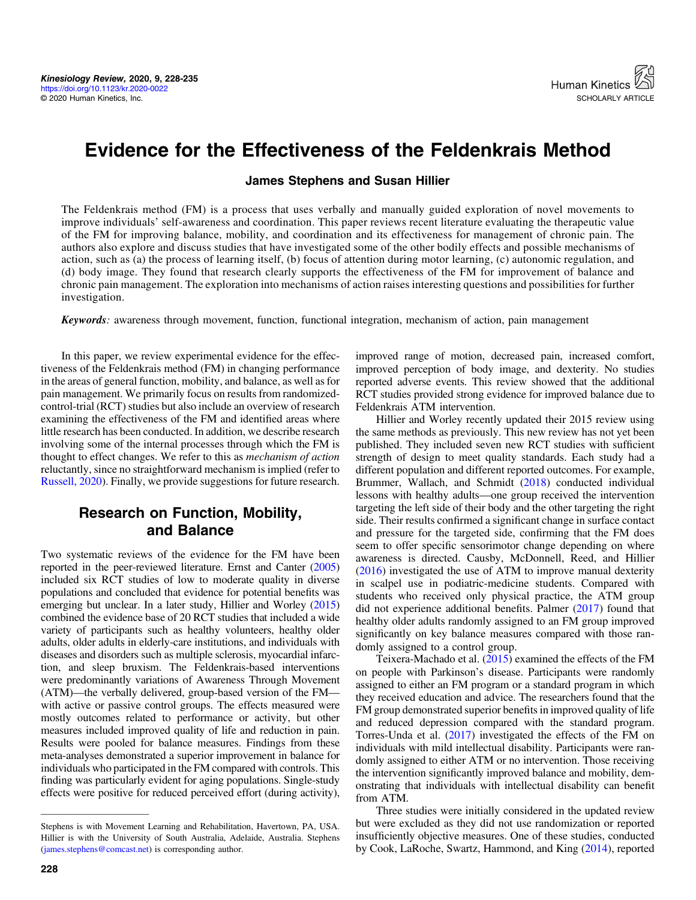# Evidence for the Effectiveness of the Feldenkrais Method

**James Stephens and Susan Hillier**

The Feldenkrais method (FM) is a process that uses verbally and manually guided exploration of novel movements to improve individuals' self-awareness and coordination. This paper reviews recent literature evaluating the therapeutic value of the FM for improving balance, mobility, and coordination and its effectiveness for management of chronic pain. The authors also explore and discuss studies that have investigated some of the other bodily effects and possible mechanisms of action, such as (a) the process of learning itself, (b) focus of attention during motor learning, (c) autonomic regulation, and (d) body image. They found that research clearly supports the effectiveness of the FM for improvement of balance and chronic pain management. The exploration into mechanisms of action raises interesting questions and possibilities for further investigation.

***Keywords:*** awareness through movement, function, functional integration, mechanism of action, pain management

In this paper, we review experimental evidence for the effectiveness of the Feldenkrais method (FM) in changing performance in the areas of general function, mobility, and balance, as well as for pain management. We primarily focus on results from randomized-control-trial (RCT) studies but also include an overview of research examining the effectiveness of the FM and identified areas where little research has been conducted. In addition, we describe research involving some of the internal processes through which the FM is thought to effect changes. We refer to this as *mechanism of action* reluctantly, since no straightforward mechanism is implied (refer to Russell, 2020). Finally, we provide suggestions for future research.

## Research on Function, Mobility, and Balance

Two systematic reviews of the evidence for the FM have been reported in the peer-reviewed literature. Ernst and Canter (2005) included six RCT studies of low to moderate quality in diverse populations and concluded that evidence for potential benefits was emerging but unclear. In a later study, Hillier and Worley (2015) combined the evidence base of 20 RCT studies that included a wide variety of participants such as healthy volunteers, healthy older adults, older adults in elderly-care institutions, and individuals with diseases and disorders such as multiple sclerosis, myocardial infarction, and sleep bruxism. The Feldenkrais-based interventions were predominantly variations of Awareness Through Movement (ATM)—the verbally delivered, group-based version of the FM—with active or passive control groups. The effects measured were mostly outcomes related to performance or activity, but other measures included improved quality of life and reduction in pain. Results were pooled for balance measures. Findings from these meta-analyses demonstrated a superior improvement in balance for individuals who participated in the FM compared with controls. This finding was particularly evident for aging populations. Single-study effects were positive for reduced perceived effort (during activity), improved range of motion, decreased pain, increased comfort, improved perception of body image, and dexterity. No studies reported adverse events. This review showed that the additional RCT studies provided strong evidence for improved balance due to Feldenkrais ATM intervention.

Hillier and Worley recently updated their 2015 review using the same methods as previously. This new review has not yet been published. They included seven new RCT studies with sufficient strength of design to meet quality standards. Each study had a different population and different reported outcomes. For example, Brummer, Wallach, and Schmidt (2018) conducted individual lessons with healthy adults—one group received the intervention targeting the left side of their body and the other targeting the right side. Their results confirmed a significant change in surface contact and pressure for the targeted side, confirming that the FM does seem to offer specific sensorimotor change depending on where awareness is directed. Causby, McDonnell, Reed, and Hillier (2016) investigated the use of ATM to improve manual dexterity in scalpel use in podiatric-medicine students. Compared with students who received only physical practice, the ATM group did not experience additional benefits. Palmer (2017) found that healthy older adults randomly assigned to an FM group improved significantly on key balance measures compared with those randomly assigned to a control group.

Teixera-Machado et al. (2015) examined the effects of the FM on people with Parkinson's disease. Participants were randomly assigned to either an FM program or a standard program in which they received education and advice. The researchers found that the FM group demonstrated superior benefits in improved quality of life and reduced depression compared with the standard program. Torres-Unda et al. (2017) investigated the effects of the FM on individuals with mild intellectual disability. Participants were randomly assigned to either ATM or no intervention. Those receiving the intervention significantly improved balance and mobility, demonstrating that individuals with intellectual disability can benefit from ATM.

Three studies were initially considered in the updated review but were excluded as they did not use randomization or reported insufficiently objective measures. One of these studies, conducted by Cook, LaRoche, Swartz, Hammond, and King (2014), reported

---

Stephens is with Movement Learning and Rehabilitation, Havertown, PA, USA. Hillier is with the University of South Australia, Adelaide, Australia. Stephens (james.stephens@comcast.net) is corresponding author.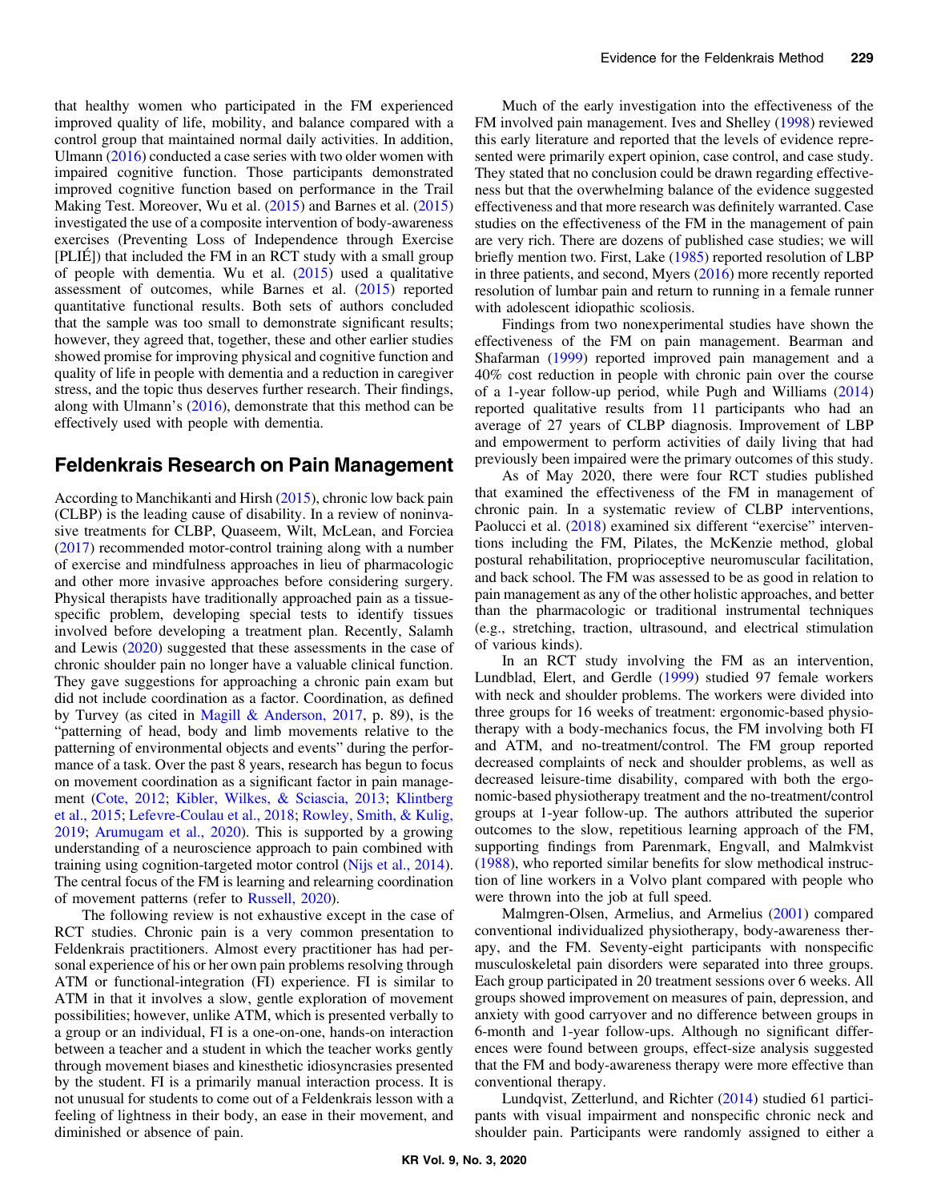that healthy women who participated in the FM experienced improved quality of life, mobility, and balance compared with a control group that maintained normal daily activities. In addition, Ulmann (2016) conducted a case series with two older women with impaired cognitive function. Those participants demonstrated improved cognitive function based on performance in the Trail Making Test. Moreover, Wu et al. (2015) and Barnes et al. (2015) investigated the use of a composite intervention of body-awareness exercises (Preventing Loss of Independence through Exercise [PLIÉ]) that included the FM in an RCT study with a small group of people with dementia. Wu et al. (2015) used a qualitative assessment of outcomes, while Barnes et al. (2015) reported quantitative functional results. Both sets of authors concluded that the sample was too small to demonstrate significant results; however, they agreed that, together, these and other earlier studies showed promise for improving physical and cognitive function and quality of life in people with dementia and a reduction in caregiver stress, and the topic thus deserves further research. Their findings, along with Ulmann's (2016), demonstrate that this method can be effectively used with people with dementia.

## Feldenkrais Research on Pain Management

According to Manchikanti and Hirsh (2015), chronic low back pain (CLBP) is the leading cause of disability. In a review of noninvasive treatments for CLBP, Quaseem, Wilt, McLean, and Forciea (2017) recommended motor-control training along with a number of exercise and mindfulness approaches in lieu of pharmacologic and other more invasive approaches before considering surgery. Physical therapists have traditionally approached pain as a tissue-specific problem, developing special tests to identify tissues involved before developing a treatment plan. Recently, Salamh and Lewis (2020) suggested that these assessments in the case of chronic shoulder pain no longer have a valuable clinical function. They gave suggestions for approaching a chronic pain exam but did not include coordination as a factor. Coordination, as defined by Turvey (as cited in Magill & Anderson, 2017, p. 89), is the "patterning of head, body and limb movements relative to the patterning of environmental objects and events" during the performance of a task. Over the past 8 years, research has begun to focus on movement coordination as a significant factor in pain management (Cote, 2012; Kibler, Wilkes, & Sciascia, 2013; Klintberg et al., 2015; Lefevre-Coulau et al., 2018; Rowley, Smith, & Kulig, 2019; Arumugam et al., 2020). This is supported by a growing understanding of a neuroscience approach to pain combined with training using cognition-targeted motor control (Nijs et al., 2014). The central focus of the FM is learning and relearning coordination of movement patterns (refer to Russell, 2020).

The following review is not exhaustive except in the case of RCT studies. Chronic pain is a very common presentation to Feldenkrais practitioners. Almost every practitioner has had personal experience of his or her own pain problems resolving through ATM or functional-integration (FI) experience. FI is similar to ATM in that it involves a slow, gentle exploration of movement possibilities; however, unlike ATM, which is presented verbally to a group or an individual, FI is a one-on-one, hands-on interaction between a teacher and a student in which the teacher works gently through movement biases and kinesthetic idiosyncrasies presented by the student. FI is a primarily manual interaction process. It is not unusual for students to come out of a Feldenkrais lesson with a feeling of lightness in their body, an ease in their movement, and diminished or absence of pain.

Much of the early investigation into the effectiveness of the FM involved pain management. Ives and Shelley (1998) reviewed this early literature and reported that the levels of evidence represented were primarily expert opinion, case control, and case study. They stated that no conclusion could be drawn regarding effectiveness but that the overwhelming balance of the evidence suggested effectiveness and that more research was definitely warranted. Case studies on the effectiveness of the FM in the management of pain are very rich. There are dozens of published case studies; we will briefly mention two. First, Lake (1985) reported resolution of LBP in three patients, and second, Myers (2016) more recently reported resolution of lumbar pain and return to running in a female runner with adolescent idiopathic scoliosis.

Findings from two nonexperimental studies have shown the effectiveness of the FM on pain management. Bearman and Shafarman (1999) reported improved pain management and a 40% cost reduction in people with chronic pain over the course of a 1-year follow-up period, while Pugh and Williams (2014) reported qualitative results from 11 participants who had an average of 27 years of CLBP diagnosis. Improvement of LBP and empowerment to perform activities of daily living that had previously been impaired were the primary outcomes of this study.

As of May 2020, there were four RCT studies published that examined the effectiveness of the FM in management of chronic pain. In a systematic review of CLBP interventions, Paolucci et al. (2018) examined six different "exercise" interventions including the FM, Pilates, the McKenzie method, global postural rehabilitation, proprioceptive neuromuscular facilitation, and back school. The FM was assessed to be as good in relation to pain management as any of the other holistic approaches, and better than the pharmacologic or traditional instrumental techniques (e.g., stretching, traction, ultrasound, and electrical stimulation of various kinds).

In an RCT study involving the FM as an intervention, Lundblad, Elert, and Gerdle (1999) studied 97 female workers with neck and shoulder problems. The workers were divided into three groups for 16 weeks of treatment: ergonomic-based physiotherapy with a body-mechanics focus, the FM involving both FI and ATM, and no-treatment/control. The FM group reported decreased complaints of neck and shoulder problems, as well as decreased leisure-time disability, compared with both the ergonomic-based physiotherapy treatment and the no-treatment/control groups at 1-year follow-up. The authors attributed the superior outcomes to the slow, repetitious learning approach of the FM, supporting findings from Parenmark, Engvall, and Malmkvist (1988), who reported similar benefits for slow methodical instruction of line workers in a Volvo plant compared with people who were thrown into the job at full speed.

Malmgren-Olsen, Armelius, and Armelius (2001) compared conventional individualized physiotherapy, body-awareness therapy, and the FM. Seventy-eight participants with nonspecific musculoskeletal pain disorders were separated into three groups. Each group participated in 20 treatment sessions over 6 weeks. All groups showed improvement on measures of pain, depression, and anxiety with good carryover and no difference between groups in 6-month and 1-year follow-ups. Although no significant differences were found between groups, effect-size analysis suggested that the FM and body-awareness therapy were more effective than conventional therapy.

Lundqvist, Zetterlund, and Richter (2014) studied 61 participants with visual impairment and nonspecific chronic neck and shoulder pain. Participants were randomly assigned to either a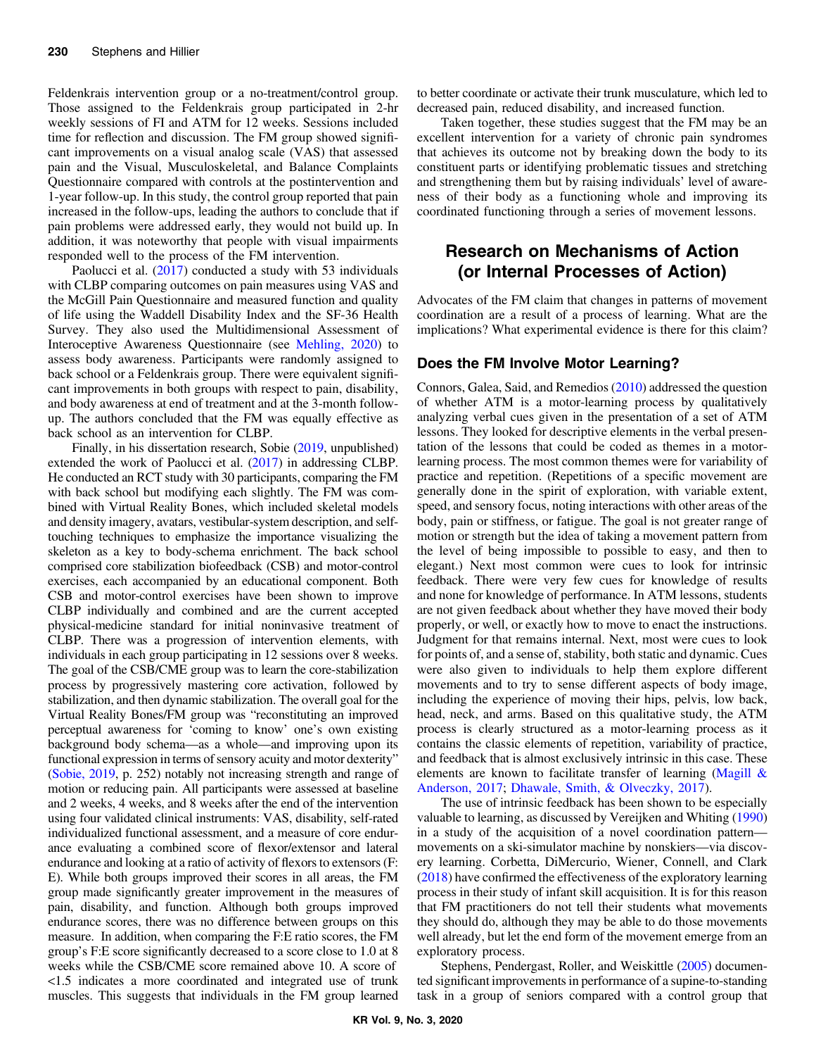Feldenkrais intervention group or a no-treatment/control group. Those assigned to the Feldenkrais group participated in 2-hr weekly sessions of FI and ATM for 12 weeks. Sessions included time for reflection and discussion. The FM group showed significant improvements on a visual analog scale (VAS) that assessed pain and the Visual, Musculoskeletal, and Balance Complaints Questionnaire compared with controls at the postintervention and 1-year follow-up. In this study, the control group reported that pain increased in the follow-ups, leading the authors to conclude that if pain problems were addressed early, they would not build up. In addition, it was noteworthy that people with visual impairments responded well to the process of the FM intervention.

Paolucci et al. (2017) conducted a study with 53 individuals with CLBP comparing outcomes on pain measures using VAS and the McGill Pain Questionnaire and measured function and quality of life using the Waddell Disability Index and the SF-36 Health Survey. They also used the Multidimensional Assessment of Interoceptive Awareness Questionnaire (see Mehling, 2020) to assess body awareness. Participants were randomly assigned to back school or a Feldenkrais group. There were equivalent significant improvements in both groups with respect to pain, disability, and body awareness at end of treatment and at the 3-month follow-up. The authors concluded that the FM was equally effective as back school as an intervention for CLBP.

Finally, in his dissertation research, Sobie (2019, unpublished) extended the work of Paolucci et al. (2017) in addressing CLBP. He conducted an RCT study with 30 participants, comparing the FM with back school but modifying each slightly. The FM was combined with Virtual Reality Bones, which included skeletal models and density imagery, avatars, vestibular-system description, and self-touching techniques to emphasize the importance visualizing the skeleton as a key to body-schema enrichment. The back school comprised core stabilization biofeedback (CSB) and motor-control exercises, each accompanied by an educational component. Both CSB and motor-control exercises have been shown to improve CLBP individually and combined and are the current accepted physical-medicine standard for initial noninvasive treatment of CLBP. There was a progression of intervention elements, with individuals in each group participating in 12 sessions over 8 weeks. The goal of the CSB/CME group was to learn the core-stabilization process by progressively mastering core activation, followed by stabilization, and then dynamic stabilization. The overall goal for the Virtual Reality Bones/FM group was "reconstituting an improved perceptual awareness for 'coming to know' one's own existing background body schema—as a whole—and improving upon its functional expression in terms of sensory acuity and motor dexterity" (Sobie, 2019, p. 252) notably not increasing strength and range of motion or reducing pain. All participants were assessed at baseline and 2 weeks, 4 weeks, and 8 weeks after the end of the intervention using four validated clinical instruments: VAS, disability, self-rated individualized functional assessment, and a measure of core endurance evaluating a combined score of flexor/extensor and lateral endurance and looking at a ratio of activity of flexors to extensors (F:E). While both groups improved their scores in all areas, the FM group made significantly greater improvement in the measures of pain, disability, and function. Although both groups improved endurance scores, there was no difference between groups on this measure. In addition, when comparing the F:E ratio scores, the FM group's F:E score significantly decreased to a score close to 1.0 at 8 weeks while the CSB/CME score remained above 10. A score of <1.5 indicates a more coordinated and integrated use of trunk muscles. This suggests that individuals in the FM group learned to better coordinate or activate their trunk musculature, which led to decreased pain, reduced disability, and increased function.

Taken together, these studies suggest that the FM may be an excellent intervention for a variety of chronic pain syndromes that achieves its outcome not by breaking down the body to its constituent parts or identifying problematic tissues and stretching and strengthening them but by raising individuals' level of awareness of their body as a functioning whole and improving its coordinated functioning through a series of movement lessons.

## Research on Mechanisms of Action (or Internal Processes of Action)

Advocates of the FM claim that changes in patterns of movement coordination are a result of a process of learning. What are the implications? What experimental evidence is there for this claim?

### Does the FM Involve Motor Learning?

Connors, Galea, Said, and Remedios (2010) addressed the question of whether ATM is a motor-learning process by qualitatively analyzing verbal cues given in the presentation of a set of ATM lessons. They looked for descriptive elements in the verbal presentation of the lessons that could be coded as themes in a motor-learning process. The most common themes were for variability of practice and repetition. (Repetitions of a specific movement are generally done in the spirit of exploration, with variable extent, speed, and sensory focus, noting interactions with other areas of the body, pain or stiffness, or fatigue. The goal is not greater range of motion or strength but the idea of taking a movement pattern from the level of being impossible to possible to easy, and then to elegant.) Next most common were cues to look for intrinsic feedback. There were very few cues for knowledge of results and none for knowledge of performance. In ATM lessons, students are not given feedback about whether they have moved their body properly, or well, or exactly how to move to enact the instructions. Judgment for that remains internal. Next, most were cues to look for points of, and a sense of, stability, both static and dynamic. Cues were also given to individuals to help them explore different movements and to try to sense different aspects of body image, including the experience of moving their hips, pelvis, low back, head, neck, and arms. Based on this qualitative study, the ATM process is clearly structured as a motor-learning process as it contains the classic elements of repetition, variability of practice, and feedback that is almost exclusively intrinsic in this case. These elements are known to facilitate transfer of learning (Magill & Anderson, 2017; Dhawale, Smith, & Olveczky, 2017).

The use of intrinsic feedback has been shown to be especially valuable to learning, as discussed by Vereijken and Whiting (1990) in a study of the acquisition of a novel coordination pattern—movements on a ski-simulator machine by nonskiers—via discovery learning. Corbetta, DiMercurio, Wiener, Connell, and Clark (2018) have confirmed the effectiveness of the exploratory learning process in their study of infant skill acquisition. It is for this reason that FM practitioners do not tell their students what movements they should do, although they may be able to do those movements well already, but let the end form of the movement emerge from an exploratory process.

Stephens, Pendergast, Roller, and Weiskittle (2005) documented significant improvements in performance of a supine-to-standing task in a group of seniors compared with a control group that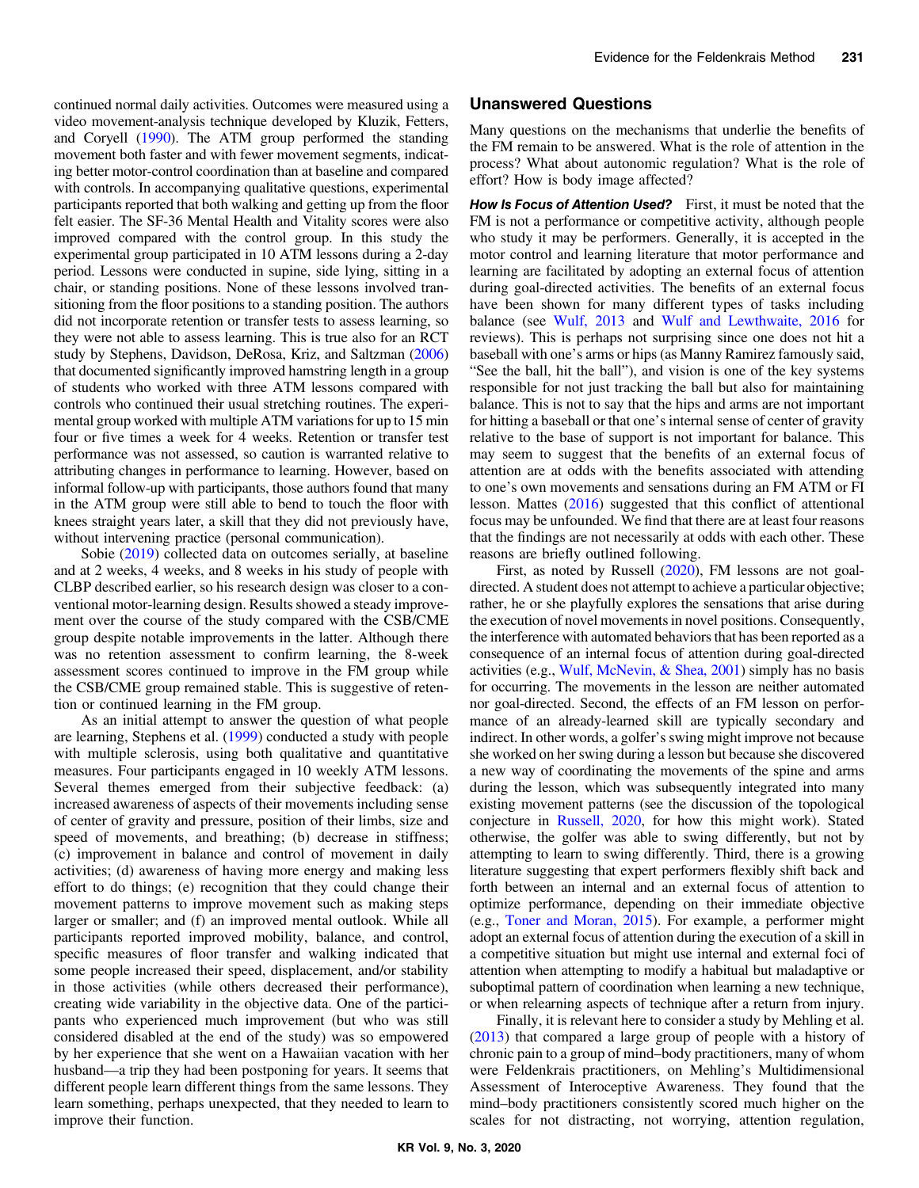continued normal daily activities. Outcomes were measured using a video movement-analysis technique developed by Kluzik, Fetters, and Coryell (1990). The ATM group performed the standing movement both faster and with fewer movement segments, indicating better motor-control coordination than at baseline and compared with controls. In accompanying qualitative questions, experimental participants reported that both walking and getting up from the floor felt easier. The SF-36 Mental Health and Vitality scores were also improved compared with the control group. In this study the experimental group participated in 10 ATM lessons during a 2-day period. Lessons were conducted in supine, side lying, sitting in a chair, or standing positions. None of these lessons involved transitioning from the floor positions to a standing position. The authors did not incorporate retention or transfer tests to assess learning, so they were not able to assess learning. This is true also for an RCT study by Stephens, Davidson, DeRosa, Kriz, and Saltzman (2006) that documented significantly improved hamstring length in a group of students who worked with three ATM lessons compared with controls who continued their usual stretching routines. The experimental group worked with multiple ATM variations for up to 15 min four or five times a week for 4 weeks. Retention or transfer test performance was not assessed, so caution is warranted relative to attributing changes in performance to learning. However, based on informal follow-up with participants, those authors found that many in the ATM group were still able to bend to touch the floor with knees straight years later, a skill that they did not previously have, without intervening practice (personal communication).

Sobie (2019) collected data on outcomes serially, at baseline and at 2 weeks, 4 weeks, and 8 weeks in his study of people with CLBP described earlier, so his research design was closer to a conventional motor-learning design. Results showed a steady improvement over the course of the study compared with the CSB/CME group despite notable improvements in the latter. Although there was no retention assessment to confirm learning, the 8-week assessment scores continued to improve in the FM group while the CSB/CME group remained stable. This is suggestive of retention or continued learning in the FM group.

As an initial attempt to answer the question of what people are learning, Stephens et al. (1999) conducted a study with people with multiple sclerosis, using both qualitative and quantitative measures. Four participants engaged in 10 weekly ATM lessons. Several themes emerged from their subjective feedback: (a) increased awareness of aspects of their movements including sense of center of gravity and pressure, position of their limbs, size and speed of movements, and breathing; (b) decrease in stiffness; (c) improvement in balance and control of movement in daily activities; (d) awareness of having more energy and making less effort to do things; (e) recognition that they could change their movement patterns to improve movement such as making steps larger or smaller; and (f) an improved mental outlook. While all participants reported improved mobility, balance, and control, specific measures of floor transfer and walking indicated that some people increased their speed, displacement, and/or stability in those activities (while others decreased their performance), creating wide variability in the objective data. One of the participants who experienced much improvement (but who was still considered disabled at the end of the study) was so empowered by her experience that she went on a Hawaiian vacation with her husband—a trip they had been postponing for years. It seems that different people learn different things from the same lessons. They learn something, perhaps unexpected, that they needed to learn to improve their function.

## Unanswered Questions

Many questions on the mechanisms that underlie the benefits of the FM remain to be answered. What is the role of attention in the process? What about autonomic regulation? What is the role of effort? How is body image affected?

***How Is Focus of Attention Used?*** First, it must be noted that the FM is not a performance or competitive activity, although people who study it may be performers. Generally, it is accepted in the motor control and learning literature that motor performance and learning are facilitated by adopting an external focus of attention during goal-directed activities. The benefits of an external focus have been shown for many different types of tasks including balance (see Wulf, 2013 and Wulf and Lewthwaite, 2016 for reviews). This is perhaps not surprising since one does not hit a baseball with one's arms or hips (as Manny Ramirez famously said, "See the ball, hit the ball"), and vision is one of the key systems responsible for not just tracking the ball but also for maintaining balance. This is not to say that the hips and arms are not important for hitting a baseball or that one's internal sense of center of gravity relative to the base of support is not important for balance. This may seem to suggest that the benefits of an external focus of attention are at odds with the benefits associated with attending to one's own movements and sensations during an FM ATM or FI lesson. Mattes (2016) suggested that this conflict of attentional focus may be unfounded. We find that there are at least four reasons that the findings are not necessarily at odds with each other. These reasons are briefly outlined following.

First, as noted by Russell (2020), FM lessons are not goal-directed. A student does not attempt to achieve a particular objective; rather, he or she playfully explores the sensations that arise during the execution of novel movements in novel positions. Consequently, the interference with automated behaviors that has been reported as a consequence of an internal focus of attention during goal-directed activities (e.g., Wulf, McNevin, & Shea, 2001) simply has no basis for occurring. The movements in the lesson are neither automated nor goal-directed. Second, the effects of an FM lesson on performance of an already-learned skill are typically secondary and indirect. In other words, a golfer's swing might improve not because she worked on her swing during a lesson but because she discovered a new way of coordinating the movements of the spine and arms during the lesson, which was subsequently integrated into many existing movement patterns (see the discussion of the topological conjecture in Russell, 2020, for how this might work). Stated otherwise, the golfer was able to swing differently, but not by attempting to learn to swing differently. Third, there is a growing literature suggesting that expert performers flexibly shift back and forth between an internal and an external focus of attention to optimize performance, depending on their immediate objective (e.g., Toner and Moran, 2015). For example, a performer might adopt an external focus of attention during the execution of a skill in a competitive situation but might use internal and external foci of attention when attempting to modify a habitual but maladaptive or suboptimal pattern of coordination when learning a new technique, or when relearning aspects of technique after a return from injury.

Finally, it is relevant here to consider a study by Mehling et al. (2013) that compared a large group of people with a history of chronic pain to a group of mind–body practitioners, many of whom were Feldenkrais practitioners, on Mehling's Multidimensional Assessment of Interoceptive Awareness. They found that the mind–body practitioners consistently scored much higher on the scales for not distracting, not worrying, attention regulation,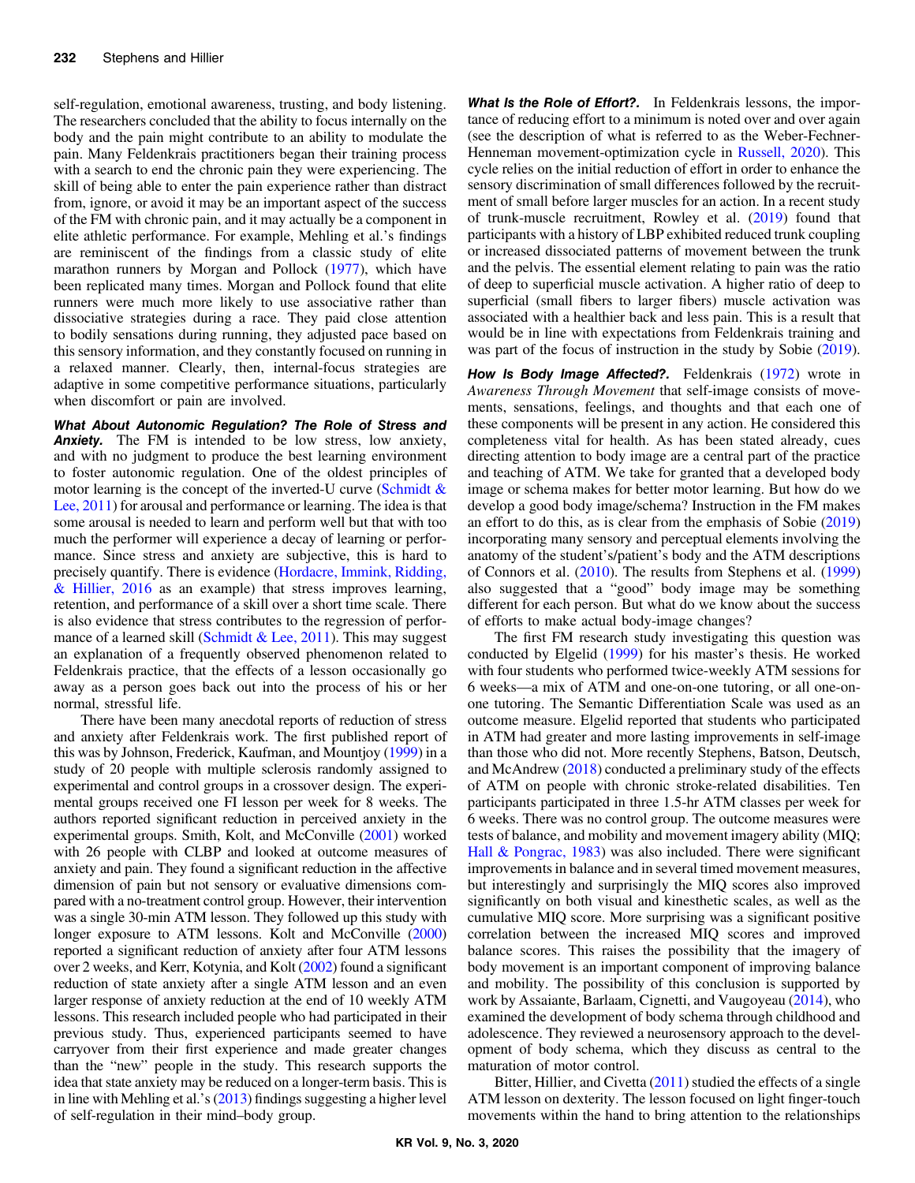self-regulation, emotional awareness, trusting, and body listening. The researchers concluded that the ability to focus internally on the body and the pain might contribute to an ability to modulate the pain. Many Feldenkrais practitioners began their training process with a search to end the chronic pain they were experiencing. The skill of being able to enter the pain experience rather than distract from, ignore, or avoid it may be an important aspect of the success of the FM with chronic pain, and it may actually be a component in elite athletic performance. For example, Mehling et al.'s findings are reminiscent of the findings from a classic study of elite marathon runners by Morgan and Pollock (1977), which have been replicated many times. Morgan and Pollock found that elite runners were much more likely to use associative rather than dissociative strategies during a race. They paid close attention to bodily sensations during running, they adjusted pace based on this sensory information, and they constantly focused on running in a relaxed manner. Clearly, then, internal-focus strategies are adaptive in some competitive performance situations, particularly when discomfort or pain are involved.

***What About Autonomic Regulation? The Role of Stress and Anxiety.*** The FM is intended to be low stress, low anxiety, and with no judgment to produce the best learning environment to foster autonomic regulation. One of the oldest principles of motor learning is the concept of the inverted-U curve (Schmidt & Lee, 2011) for arousal and performance or learning. The idea is that some arousal is needed to learn and perform well but that with too much the performer will experience a decay of learning or performance. Since stress and anxiety are subjective, this is hard to precisely quantify. There is evidence (Hordacre, Immink, Ridding, & Hillier, 2016 as an example) that stress improves learning, retention, and performance of a skill over a short time scale. There is also evidence that stress contributes to the regression of performance of a learned skill (Schmidt & Lee, 2011). This may suggest an explanation of a frequently observed phenomenon related to Feldenkrais practice, that the effects of a lesson occasionally go away as a person goes back out into the process of his or her normal, stressful life.

There have been many anecdotal reports of reduction of stress and anxiety after Feldenkrais work. The first published report of this was by Johnson, Frederick, Kaufman, and Mountjoy (1999) in a study of 20 people with multiple sclerosis randomly assigned to experimental and control groups in a crossover design. The experimental groups received one FI lesson per week for 8 weeks. The authors reported significant reduction in perceived anxiety in the experimental groups. Smith, Kolt, and McConville (2001) worked with 26 people with CLBP and looked at outcome measures of anxiety and pain. They found a significant reduction in the affective dimension of pain but not sensory or evaluative dimensions compared with a no-treatment control group. However, their intervention was a single 30-min ATM lesson. They followed up this study with longer exposure to ATM lessons. Kolt and McConville (2000) reported a significant reduction of anxiety after four ATM lessons over 2 weeks, and Kerr, Kotynia, and Kolt (2002) found a significant reduction of state anxiety after a single ATM lesson and an even larger response of anxiety reduction at the end of 10 weekly ATM lessons. This research included people who had participated in their previous study. Thus, experienced participants seemed to have carryover from their first experience and made greater changes than the "new" people in the study. This research supports the idea that state anxiety may be reduced on a longer-term basis. This is in line with Mehling et al.'s (2013) findings suggesting a higher level of self-regulation in their mind–body group.

***What Is the Role of Effort?.*** In Feldenkrais lessons, the importance of reducing effort to a minimum is noted over and over again (see the description of what is referred to as the Weber-Fechner-Henneman movement-optimization cycle in Russell, 2020). This cycle relies on the initial reduction of effort in order to enhance the sensory discrimination of small differences followed by the recruitment of small before larger muscles for an action. In a recent study of trunk-muscle recruitment, Rowley et al. (2019) found that participants with a history of LBP exhibited reduced trunk coupling or increased dissociated patterns of movement between the trunk and the pelvis. The essential element relating to pain was the ratio of deep to superficial muscle activation. A higher ratio of deep to superficial (small fibers to larger fibers) muscle activation was associated with a healthier back and less pain. This is a result that would be in line with expectations from Feldenkrais training and was part of the focus of instruction in the study by Sobie (2019).

***How Is Body Image Affected?.*** Feldenkrais (1972) wrote in *Awareness Through Movement* that self-image consists of movements, sensations, feelings, and thoughts and that each one of these components will be present in any action. He considered this completeness vital for health. As has been stated already, cues directing attention to body image are a central part of the practice and teaching of ATM. We take for granted that a developed body image or schema makes for better motor learning. But how do we develop a good body image/schema? Instruction in the FM makes an effort to do this, as is clear from the emphasis of Sobie (2019) incorporating many sensory and perceptual elements involving the anatomy of the student's/patient's body and the ATM descriptions of Connors et al. (2010). The results from Stephens et al. (1999) also suggested that a "good" body image may be something different for each person. But what do we know about the success of efforts to make actual body-image changes?

The first FM research study investigating this question was conducted by Elgelid (1999) for his master's thesis. He worked with four students who performed twice-weekly ATM sessions for 6 weeks—a mix of ATM and one-on-one tutoring, or all one-on-one tutoring. The Semantic Differentiation Scale was used as an outcome measure. Elgelid reported that students who participated in ATM had greater and more lasting improvements in self-image than those who did not. More recently Stephens, Batson, Deutsch, and McAndrew (2018) conducted a preliminary study of the effects of ATM on people with chronic stroke-related disabilities. Ten participants participated in three 1.5-hr ATM classes per week for 6 weeks. There was no control group. The outcome measures were tests of balance, and mobility and movement imagery ability (MIQ; Hall & Pongrac, 1983) was also included. There were significant improvements in balance and in several timed movement measures, but interestingly and surprisingly the MIQ scores also improved significantly on both visual and kinesthetic scales, as well as the cumulative MIQ score. More surprising was a significant positive correlation between the increased MIQ scores and improved balance scores. This raises the possibility that the imagery of body movement is an important component of improving balance and mobility. The possibility of this conclusion is supported by work by Assaiante, Barlaam, Cignetti, and Vaugoyeau (2014), who examined the development of body schema through childhood and adolescence. They reviewed a neurosensory approach to the development of body schema, which they discuss as central to the maturation of motor control.

Bitter, Hillier, and Civetta (2011) studied the effects of a single ATM lesson on dexterity. The lesson focused on light finger-touch movements within the hand to bring attention to the relationships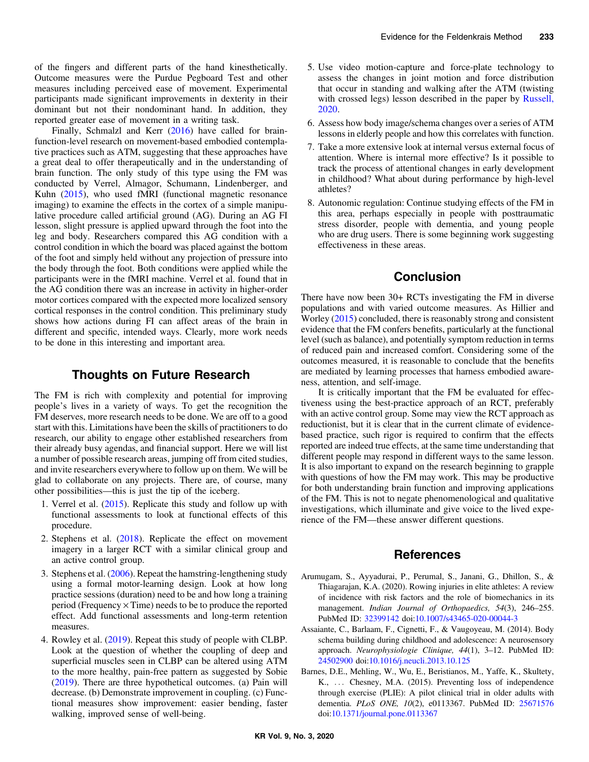of the fingers and different parts of the hand kinesthetically. Outcome measures were the Purdue Pegboard Test and other measures including perceived ease of movement. Experimental participants made significant improvements in dexterity in their dominant but not their nondominant hand. In addition, they reported greater ease of movement in a writing task.

Finally, Schmalzl and Kerr (2016) have called for brain-function-level research on movement-based embodied contemplative practices such as ATM, suggesting that these approaches have a great deal to offer therapeutically and in the understanding of brain function. The only study of this type using the FM was conducted by Verrel, Almagor, Schumann, Lindenberger, and Kuhn (2015), who used fMRI (functional magnetic resonance imaging) to examine the effects in the cortex of a simple manipulative procedure called artificial ground (AG). During an AG FI lesson, slight pressure is applied upward through the foot into the leg and body. Researchers compared this AG condition with a control condition in which the board was placed against the bottom of the foot and simply held without any projection of pressure into the body through the foot. Both conditions were applied while the participants were in the fMRI machine. Verrel et al. found that in the AG condition there was an increase in activity in higher-order motor cortices compared with the expected more localized sensory cortical responses in the control condition. This preliminary study shows how actions during FI can affect areas of the brain in different and specific, intended ways. Clearly, more work needs to be done in this interesting and important area.

## Thoughts on Future Research

The FM is rich with complexity and potential for improving people's lives in a variety of ways. To get the recognition the FM deserves, more research needs to be done. We are off to a good start with this. Limitations have been the skills of practitioners to do research, our ability to engage other established researchers from their already busy agendas, and financial support. Here we will list a number of possible research areas, jumping off from cited studies, and invite researchers everywhere to follow up on them. We will be glad to collaborate on any projects. There are, of course, many other possibilities—this is just the tip of the iceberg.

1. Verrel et al. (2015). Replicate this study and follow up with functional assessments to look at functional effects of this procedure.
2. Stephens et al. (2018). Replicate the effect on movement imagery in a larger RCT with a similar clinical group and an active control group.
3. Stephens et al. (2006). Repeat the hamstring-lengthening study using a formal motor-learning design. Look at how long practice sessions (duration) need to be and how long a training period (Frequency × Time) needs to be to produce the reported effect. Add functional assessments and long-term retention measures.
4. Rowley et al. (2019). Repeat this study of people with CLBP. Look at the question of whether the coupling of deep and superficial muscles seen in CLBP can be altered using ATM to the more healthy, pain-free pattern as suggested by Sobie (2019). There are three hypothetical outcomes. (a) Pain will decrease. (b) Demonstrate improvement in coupling. (c) Functional measures show improvement: easier bending, faster walking, improved sense of well-being.
5. Use video motion-capture and force-plate technology to assess the changes in joint motion and force distribution that occur in standing and walking after the ATM (twisting with crossed legs) lesson described in the paper by Russell, 2020.
6. Assess how body image/schema changes over a series of ATM lessons in elderly people and how this correlates with function.
7. Take a more extensive look at internal versus external focus of attention. Where is internal more effective? Is it possible to track the process of attentional changes in early development in childhood? What about during performance by high-level athletes?
8. Autonomic regulation: Continue studying effects of the FM in this area, perhaps especially in people with posttraumatic stress disorder, people with dementia, and young people who are drug users. There is some beginning work suggesting effectiveness in these areas.

## Conclusion

There have now been 30+ RCTs investigating the FM in diverse populations and with varied outcome measures. As Hillier and Worley (2015) concluded, there is reasonably strong and consistent evidence that the FM confers benefits, particularly at the functional level (such as balance), and potentially symptom reduction in terms of reduced pain and increased comfort. Considering some of the outcomes measured, it is reasonable to conclude that the benefits are mediated by learning processes that harness embodied awareness, attention, and self-image.

It is critically important that the FM be evaluated for effectiveness using the best-practice approach of an RCT, preferably with an active control group. Some may view the RCT approach as reductionist, but it is clear that in the current climate of evidence-based practice, such rigor is required to confirm that the effects reported are indeed true effects, at the same time understanding that different people may respond in different ways to the same lesson. It is also important to expand on the research beginning to grapple with questions of how the FM may work. This may be productive for both understanding brain function and improving applications of the FM. This is not to negate phenomenological and qualitative investigations, which illuminate and give voice to the lived experience of the FM—these answer different questions.

## References

Arumugam, S., Ayyadurai, P., Perumal, S., Janani, G., Dhillon, S., & Thiagarajan, K.A. (2020). Rowing injuries in elite athletes: A review of incidence with risk factors and the role of biomechanics in its management. *Indian Journal of Orthopaedics, 54*(3), 246–255. PubMed ID: 32399142 doi:10.1007/s43465-020-00044-3

Assaiante, C., Barlaam, F., Cignetti, F., & Vaugoyeau, M. (2014). Body schema building during childhood and adolescence: A neurosensory approach. *Neurophysiologie Clinique, 44*(1), 3–12. PubMed ID: 24502900 doi:10.1016/j.neucli.2013.10.125

Barnes, D.E., Mehling, W., Wu, E., Beristianos, M., Yaffe, K., Skultety, K., ... Chesney, M.A. (2015). Preventing loss of independence through exercise (PLIE): A pilot clinical trial in older adults with dementia. *PLoS ONE, 10*(2), e0113367. PubMed ID: 25671576 doi:10.1371/journal.pone.0113367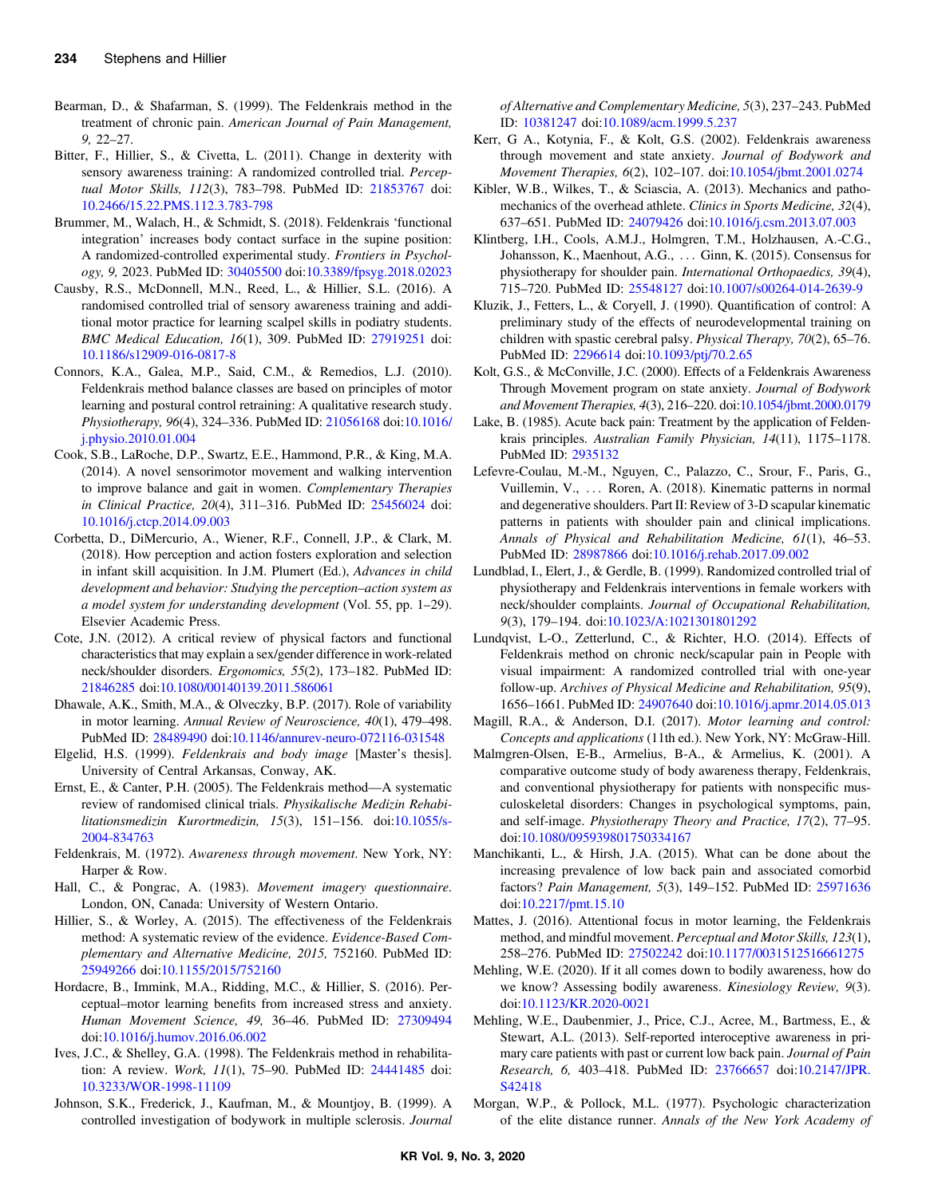Bearman, D., & Shafarman, S. (1999). The Feldenkrais method in the treatment of chronic pain. *American Journal of Pain Management, 9*, 22–27.

Bitter, F., Hillier, S., & Civetta, L. (2011). Change in dexterity with sensory awareness training: A randomized controlled trial. *Perceptual Motor Skills, 112*(3), 783–798. PubMed ID: 21853767 doi:10.2466/15.22.PMS.112.3.783-798

Brummer, M., Walach, H., & Schmidt, S. (2018). Feldenkrais 'functional integration' increases body contact surface in the supine position: A randomized-controlled experimental study. *Frontiers in Psychology, 9*, 2023. PubMed ID: 30405500 doi:10.3389/fpsyg.2018.02023

Causby, R.S., McDonnell, M.N., Reed, L., & Hillier, S.L. (2016). A randomised controlled trial of sensory awareness training and additional motor practice for learning scalpel skills in podiatry students. *BMC Medical Education, 16*(1), 309. PubMed ID: 27919251 doi:10.1186/s12909-016-0817-8

Connors, K.A., Galea, M.P., Said, C.M., & Remedios, L.J. (2010). Feldenkrais method balance classes are based on principles of motor learning and postural control retraining: A qualitative research study. *Physiotherapy, 96*(4), 324–336. PubMed ID: 21056168 doi:10.1016/j.physio.2010.01.004

Cook, S.B., LaRoche, D.P., Swartz, E.E., Hammond, P.R., & King, M.A. (2014). A novel sensorimotor movement and walking intervention to improve balance and gait in women. *Complementary Therapies in Clinical Practice, 20*(4), 311–316. PubMed ID: 25456024 doi:10.1016/j.ctcp.2014.09.003

Corbetta, D., DiMercurio, A., Wiener, R.F., Connell, J.P., & Clark, M. (2018). How perception and action fosters exploration and selection in infant skill acquisition. In J.M. Plumert (Ed.), *Advances in child development and behavior: Studying the perception–action system as a model system for understanding development* (Vol. 55, pp. 1–29). Elsevier Academic Press.

Cote, J.N. (2012). A critical review of physical factors and functional characteristics that may explain a sex/gender difference in work-related neck/shoulder disorders. *Ergonomics, 55*(2), 173–182. PubMed ID: 21846285 doi:10.1080/00140139.2011.586061

Dhawale, A.K., Smith, M.A., & Olveczky, B.P. (2017). Role of variability in motor learning. *Annual Review of Neuroscience, 40*(1), 479–498. PubMed ID: 28489490 doi:10.1146/annurev-neuro-072116-031548

Elgelid, H.S. (1999). *Feldenkrais and body image* [Master's thesis]. University of Central Arkansas, Conway, AK.

Ernst, E., & Canter, P.H. (2005). The Feldenkrais method—A systematic review of randomised clinical trials. *Physikalische Medizin Rehabilitationsmedizin Kurortmedizin, 15*(3), 151–156. doi:10.1055/s-2004-834763

Feldenkrais, M. (1972). *Awareness through movement*. New York, NY: Harper & Row.

Hall, C., & Pongrac, A. (1983). *Movement imagery questionnaire*. London, ON, Canada: University of Western Ontario.

Hillier, S., & Worley, A. (2015). The effectiveness of the Feldenkrais method: A systematic review of the evidence. *Evidence-Based Complementary and Alternative Medicine, 2015*, 752160. PubMed ID: 25949266 doi:10.1155/2015/752160

Hordacre, B., Immink, M.A., Ridding, M.C., & Hillier, S. (2016). Perceptual–motor learning benefits from increased stress and anxiety. *Human Movement Science, 49*, 36–46. PubMed ID: 27309494 doi:10.1016/j.humov.2016.06.002

Ives, J.C., & Shelley, G.A. (1998). The Feldenkrais method in rehabilitation: A review. *Work, 11*(1), 75–90. PubMed ID: 24441485 doi:10.3233/WOR-1998-11109

Johnson, S.K., Frederick, J., Kaufman, M., & Mountjoy, B. (1999). A controlled investigation of bodywork in multiple sclerosis. *Journal of Alternative and Complementary Medicine, 5*(3), 237–243. PubMed ID: 10381247 doi:10.1089/acm.1999.5.237

Kerr, G A., Kotynia, F., & Kolt, G.S. (2002). Feldenkrais awareness through movement and state anxiety. *Journal of Bodywork and Movement Therapies, 6*(2), 102–107. doi:10.1054/jbmt.2001.0274

Kibler, W.B., Wilkes, T., & Sciascia, A. (2013). Mechanics and pathomechanics of the overhead athlete. *Clinics in Sports Medicine, 32*(4), 637–651. PubMed ID: 24079426 doi:10.1016/j.csm.2013.07.003

Klintberg, I.H., Cools, A.M.J., Holmgren, T.M., Holzhausen, A.-C.G., Johansson, K., Maenhout, A.G., … Ginn, K. (2015). Consensus for physiotherapy for shoulder pain. *International Orthopaedics, 39*(4), 715–720. PubMed ID: 25548127 doi:10.1007/s00264-014-2639-9

Kluzik, J., Fetters, L., & Coryell, J. (1990). Quantification of control: A preliminary study of the effects of neurodevelopmental training on children with spastic cerebral palsy. *Physical Therapy, 70*(2), 65–76. PubMed ID: 2296614 doi:10.1093/ptj/70.2.65

Kolt, G.S., & McConville, J.C. (2000). Effects of a Feldenkrais Awareness Through Movement program on state anxiety. *Journal of Bodywork and Movement Therapies, 4*(3), 216–220. doi:10.1054/jbmt.2000.0179

Lake, B. (1985). Acute back pain: Treatment by the application of Feldenkrais principles. *Australian Family Physician, 14*(11), 1175–1178. PubMed ID: 2935132

Lefevre-Coulau, M.-M., Nguyen, C., Palazzo, C., Srour, F., Paris, G., Vuillemin, V., … Roren, A. (2018). Kinematic patterns in normal and degenerative shoulders. Part II: Review of 3-D scapular kinematic patterns in patients with shoulder pain and clinical implications. *Annals of Physical and Rehabilitation Medicine, 61*(1), 46–53. PubMed ID: 28987866 doi:10.1016/j.rehab.2017.09.002

Lundblad, I., Elert, J., & Gerdle, B. (1999). Randomized controlled trial of physiotherapy and Feldenkrais interventions in female workers with neck/shoulder complaints. *Journal of Occupational Rehabilitation, 9*(3), 179–194. doi:10.1023/A:1021301801292

Lundqvist, L-O., Zetterlund, C., & Richter, H.O. (2014). Effects of Feldenkrais method on chronic neck/scapular pain in People with visual impairment: A randomized controlled trial with one-year follow-up. *Archives of Physical Medicine and Rehabilitation, 95*(9), 1656–1661. PubMed ID: 24907640 doi:10.1016/j.apmr.2014.05.013

Magill, R.A., & Anderson, D.I. (2017). *Motor learning and control: Concepts and applications* (11th ed.). New York, NY: McGraw-Hill.

Malmgren-Olsen, E-B., Armelius, B-A., & Armelius, K. (2001). A comparative outcome study of body awareness therapy, Feldenkrais, and conventional physiotherapy for patients with nonspecific musculoskeletal disorders: Changes in psychological symptoms, pain, and self-image. *Physiotherapy Theory and Practice, 17*(2), 77–95. doi:10.1080/095939801750334167

Manchikanti, L., & Hirsh, J.A. (2015). What can be done about the increasing prevalence of low back pain and associated comorbid factors? *Pain Management, 5*(3), 149–152. PubMed ID: 25971636 doi:10.2217/pmt.15.10

Mattes, J. (2016). Attentional focus in motor learning, the Feldenkrais method, and mindful movement. *Perceptual and Motor Skills, 123*(1), 258–276. PubMed ID: 27502242 doi:10.1177/0031512516661275

Mehling, W.E. (2020). If it all comes down to bodily awareness, how do we know? Assessing bodily awareness. *Kinesiology Review, 9*(3). doi:10.1123/KR.2020-0021

Mehling, W.E., Daubenmier, J., Price, C.J., Acree, M., Bartmess, E., & Stewart, A.L. (2013). Self-reported interoceptive awareness in primary care patients with past or current low back pain. *Journal of Pain Research, 6*, 403–418. PubMed ID: 23766657 doi:10.2147/JPR.S42418

Morgan, W.P., & Pollock, M.L. (1977). Psychologic characterization of the elite distance runner. *Annals of the New York Academy of*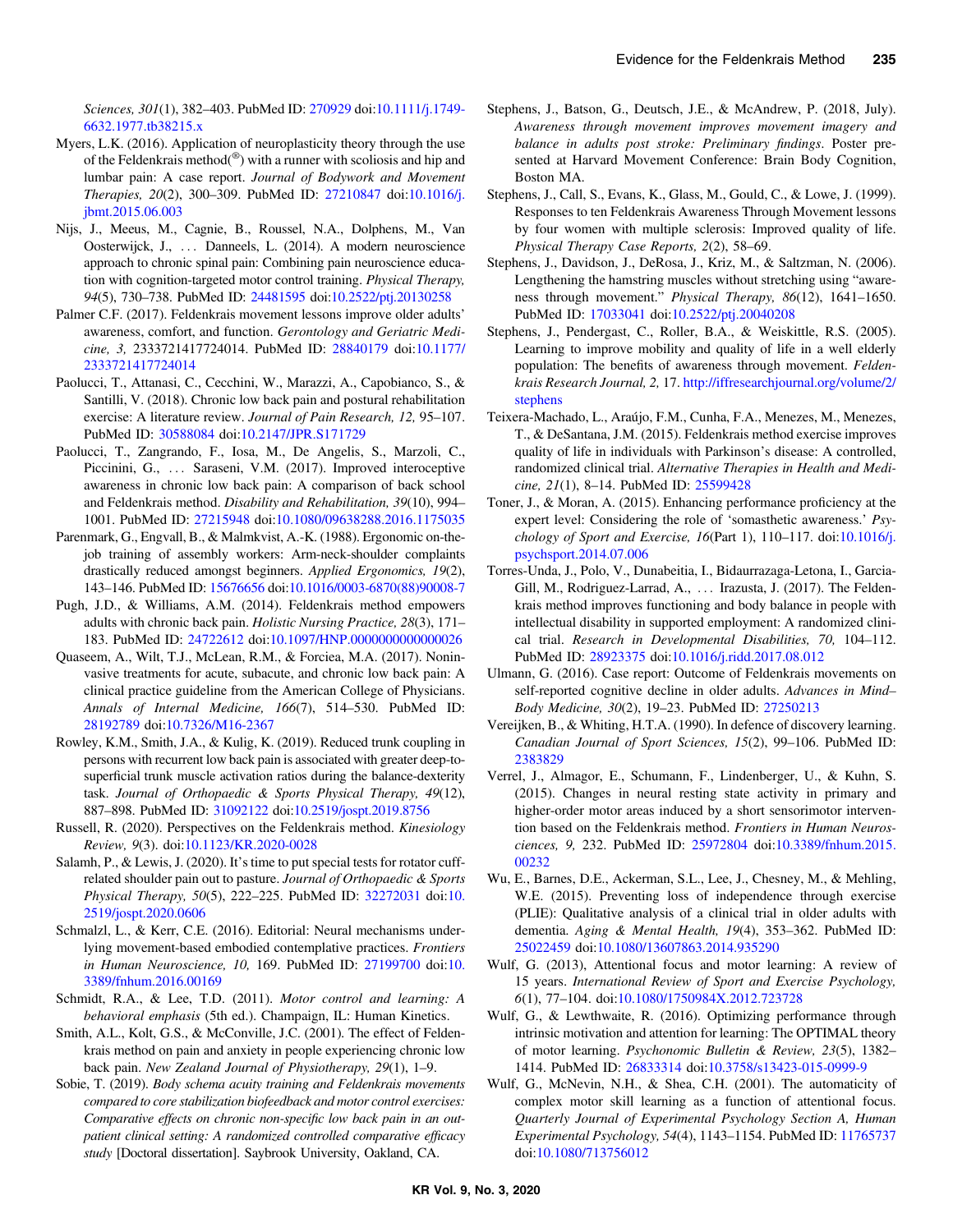*Sciences, 301*(1), 382–403. PubMed ID: 270929 doi:10.1111/j.1749-6632.1977.tb38215.x

Myers, L.K. (2016). Application of neuroplasticity theory through the use of the Feldenkrais method(®) with a runner with scoliosis and hip and lumbar pain: A case report. *Journal of Bodywork and Movement Therapies, 20*(2), 300–309. PubMed ID: 27210847 doi:10.1016/j.jbmt.2015.06.003

Nijs, J., Meeus, M., Cagnie, B., Roussel, N.A., Dolphens, M., Van Oosterwijck, J., … Danneels, L. (2014). A modern neuroscience approach to chronic spinal pain: Combining pain neuroscience education with cognition-targeted motor control training. *Physical Therapy, 94*(5), 730–738. PubMed ID: 24481595 doi:10.2522/ptj.20130258

Palmer C.F. (2017). Feldenkrais movement lessons improve older adults' awareness, comfort, and function. *Gerontology and Geriatric Medicine, 3,* 2333721417724014. PubMed ID: 28840179 doi:10.1177/2333721417724014

Paolucci, T., Attanasi, C., Cecchini, W., Marazzi, A., Capobianco, S., & Santilli, V. (2018). Chronic low back pain and postural rehabilitation exercise: A literature review. *Journal of Pain Research, 12,* 95–107. PubMed ID: 30588084 doi:10.2147/JPR.S171729

Paolucci, T., Zangrando, F., Iosa, M., De Angelis, S., Marzoli, C., Piccinini, G., … Saraseni, V.M. (2017). Improved interoceptive awareness in chronic low back pain: A comparison of back school and Feldenkrais method. *Disability and Rehabilitation, 39*(10), 994–1001. PubMed ID: 27215948 doi:10.1080/09638288.2016.1175035

Parenmark, G., Engvall, B., & Malmkvist, A.-K. (1988). Ergonomic on-the-job training of assembly workers: Arm-neck-shoulder complaints drastically reduced amongst beginners. *Applied Ergonomics, 19*(2), 143–146. PubMed ID: 15676656 doi:10.1016/0003-6870(88)90008-7

Pugh, J.D., & Williams, A.M. (2014). Feldenkrais method empowers adults with chronic back pain. *Holistic Nursing Practice, 28*(3), 171–183. PubMed ID: 24722612 doi:10.1097/HNP.0000000000000026

Quaseem, A., Wilt, T.J., McLean, R.M., & Forciea, M.A. (2017). Noninvasive treatments for acute, subacute, and chronic low back pain: A clinical practice guideline from the American College of Physicians. *Annals of Internal Medicine, 166*(7), 514–530. PubMed ID: 28192789 doi:10.7326/M16-2367

Rowley, K.M., Smith, J.A., & Kulig, K. (2019). Reduced trunk coupling in persons with recurrent low back pain is associated with greater deep-to-superficial trunk muscle activation ratios during the balance-dexterity task. *Journal of Orthopaedic & Sports Physical Therapy, 49*(12), 887–898. PubMed ID: 31092122 doi:10.2519/jospt.2019.8756

Russell, R. (2020). Perspectives on the Feldenkrais method. *Kinesiology Review, 9*(3). doi:10.1123/KR.2020-0028

Salamh, P., & Lewis, J. (2020). It's time to put special tests for rotator cuff-related shoulder pain out to pasture. *Journal of Orthopaedic & Sports Physical Therapy, 50*(5), 222–225. PubMed ID: 32272031 doi:10.2519/jospt.2020.0606

Schmalzl, L., & Kerr, C.E. (2016). Editorial: Neural mechanisms underlying movement-based embodied contemplative practices. *Frontiers in Human Neuroscience, 10,* 169. PubMed ID: 27199700 doi:10.3389/fnhum.2016.00169

Schmidt, R.A., & Lee, T.D. (2011). *Motor control and learning: A behavioral emphasis* (5th ed.). Champaign, IL: Human Kinetics.

Smith, A.L., Kolt, G.S., & McConville, J.C. (2001). The effect of Feldenkrais method on pain and anxiety in people experiencing chronic low back pain. *New Zealand Journal of Physiotherapy, 29*(1), 1–9.

Sobie, T. (2019). *Body schema acuity training and Feldenkrais movements compared to core stabilization biofeedback and motor control exercises: Comparative effects on chronic non-specific low back pain in an outpatient clinical setting: A randomized controlled comparative efficacy study* [Doctoral dissertation]. Saybrook University, Oakland, CA.

Stephens, J., Batson, G., Deutsch, J.E., & McAndrew, P. (2018, July). *Awareness through movement improves movement imagery and balance in adults post stroke: Preliminary findings.* Poster presented at Harvard Movement Conference: Brain Body Cognition, Boston MA.

Stephens, J., Call, S., Evans, K., Glass, M., Gould, C., & Lowe, J. (1999). Responses to ten Feldenkrais Awareness Through Movement lessons by four women with multiple sclerosis: Improved quality of life. *Physical Therapy Case Reports, 2*(2), 58–69.

Stephens, J., Davidson, J., DeRosa, J., Kriz, M., & Saltzman, N. (2006). Lengthening the hamstring muscles without stretching using "awareness through movement." *Physical Therapy, 86*(12), 1641–1650. PubMed ID: 17033041 doi:10.2522/ptj.20040208

Stephens, J., Pendergast, C., Roller, B.A., & Weiskittle, R.S. (2005). Learning to improve mobility and quality of life in a well elderly population: The benefits of awareness through movement. *Feldenkrais Research Journal, 2,* 17. http://iffresearchjournal.org/volume/2/stephens

Teixera-Machado, L., Araújo, F.M., Cunha, F.A., Menezes, M., Menezes, T., & DeSantana, J.M. (2015). Feldenkrais method exercise improves quality of life in individuals with Parkinson's disease: A controlled, randomized clinical trial. *Alternative Therapies in Health and Medicine, 21*(1), 8–14. PubMed ID: 25599428

Toner, J., & Moran, A. (2015). Enhancing performance proficiency at the expert level: Considering the role of 'somasthetic awareness.' *Psychology of Sport and Exercise, 16*(Part 1), 110–117. doi:10.1016/j.psychsport.2014.07.006

Torres-Unda, J., Polo, V., Dunabeitia, I., Bidaurrazaga-Letona, I., Garcia-Gill, M., Rodriguez-Larrad, A., … Irazusta, J. (2017). The Feldenkrais method improves functioning and body balance in people with intellectual disability in supported employment: A randomized clinical trial. *Research in Developmental Disabilities, 70,* 104–112. PubMed ID: 28923375 doi:10.1016/j.ridd.2017.08.012

Ulmann, G. (2016). Case report: Outcome of Feldenkrais movements on self-reported cognitive decline in older adults. *Advances in Mind–Body Medicine, 30*(2), 19–23. PubMed ID: 27250213

Vereijken, B., & Whiting, H.T.A. (1990). In defence of discovery learning. *Canadian Journal of Sport Sciences, 15*(2), 99–106. PubMed ID: 2383829

Verrel, J., Almagor, E., Schumann, F., Lindenberger, U., & Kuhn, S. (2015). Changes in neural resting state activity in primary and higher-order motor areas induced by a short sensorimotor intervention based on the Feldenkrais method. *Frontiers in Human Neurosciences, 9,* 232. PubMed ID: 25972804 doi:10.3389/fnhum.2015.00232

Wu, E., Barnes, D.E., Ackerman, S.L., Lee, J., Chesney, M., & Mehling, W.E. (2015). Preventing loss of independence through exercise (PLIE): Qualitative analysis of a clinical trial in older adults with dementia. *Aging & Mental Health, 19*(4), 353–362. PubMed ID: 25022459 doi:10.1080/13607863.2014.935290

Wulf, G. (2013), Attentional focus and motor learning: A review of 15 years. *International Review of Sport and Exercise Psychology, 6*(1), 77–104. doi:10.1080/1750984X.2012.723728

Wulf, G., & Lewthwaite, R. (2016). Optimizing performance through intrinsic motivation and attention for learning: The OPTIMAL theory of motor learning. *Psychonomic Bulletin & Review, 23*(5), 1382–1414. PubMed ID: 26833314 doi:10.3758/s13423-015-0999-9

Wulf, G., McNevin, N.H., & Shea, C.H. (2001). The automaticity of complex motor skill learning as a function of attentional focus. *Quarterly Journal of Experimental Psychology Section A, Human Experimental Psychology, 54*(4), 1143–1154. PubMed ID: 11765737 doi:10.1080/713756012